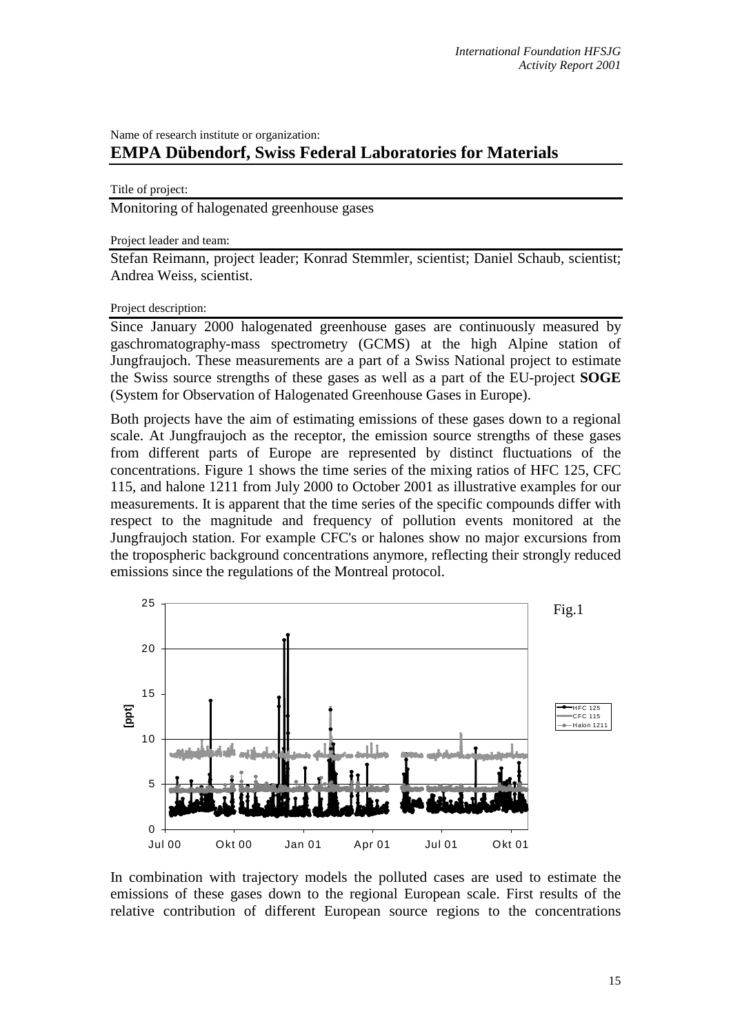Name of research institute or organization:

# EMPA Dübendorf, Swiss Federal Laboratories for Materials

Title of project:

Monitoring of halogenated greenhouse gases

Project leader and team:

Stefan Reimann, project leader; Konrad Stemmler, scientist; Daniel Schaub, scientist; Andrea Weiss, scientist.

Project description:

Since January 2000 halogenated greenhouse gases are continuously measured by gaschromatography-mass spectrometry (GCMS) at the high Alpine station of Jungfraujoch. These measurements are a part of a Swiss National project to estimate the Swiss source strengths of these gases as well as a part of the EU-project **SOGE** (System for Observation of Halogenated Greenhouse Gases in Europe).

Both projects have the aim of estimating emissions of these gases down to a regional scale. At Jungfraujoch as the receptor, the emission source strengths of these gases from different parts of Europe are represented by distinct fluctuations of the concentrations. Figure 1 shows the time series of the mixing ratios of HFC 125, CFC 115, and halone 1211 from July 2000 to October 2001 as illustrative examples for our measurements. It is apparent that the time series of the specific compounds differ with respect to the magnitude and frequency of pollution events monitored at the Jungfraujoch station. For example CFC's or halones show no major excursions from the tropospheric background concentrations anymore, reflecting their strongly reduced emissions since the regulations of the Montreal protocol.

Fig.1

In combination with trajectory models the polluted cases are used to estimate the emissions of these gases down to the regional European scale. First results of the relative contribution of different European source regions to the concentrations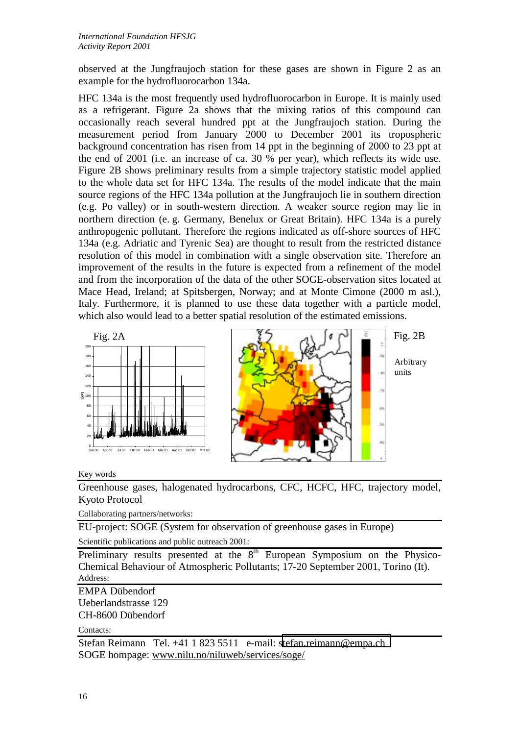observed at the Jungfraujoch station for these gases are shown in Figure 2 as an example for the hydrofluorocarbon 134a.

HFC 134a is the most frequently used hydrofluorocarbon in Europe. It is mainly used as a refrigerant. Figure 2a shows that the mixing ratios of this compound can occasionally reach several hundred ppt at the Jungfraujoch station. During the measurement period from January 2000 to December 2001 its tropospheric background concentration has risen from 14 ppt in the beginning of 2000 to 23 ppt at the end of 2001 (i.e. an increase of ca. 30 % per year), which reflects its wide use. Figure 2B shows preliminary results from a simple trajectory statistic model applied to the whole data set for HFC 134a. The results of the model indicate that the main source regions of the HFC 134a pollution at the Jungfraujoch lie in southern direction (e.g. Po valley) or in south-western direction. A weaker source region may lie in northern direction (e. g. Germany, Benelux or Great Britain). HFC 134a is a purely anthropogenic pollutant. Therefore the regions indicated as off-shore sources of HFC 134a (e.g. Adriatic and Tyrenic Sea) are thought to result from the restricted distance resolution of this model in combination with a single observation site. Therefore an improvement of the results in the future is expected from a refinement of the model and from the incorporation of the data of the other SOGE-observation sites located at Mace Head, Ireland; at Spitsbergen, Norway; and at Monte Cimone (2000 m asl.), Italy. Furthermore, it is planned to use these data together with a particle model, which also would lead to a better spatial resolution of the estimated emissions.

Fig. 2A

200
180
160
140
120
100
80
60
40
20
0
[ppt]
Jan 00 Apr 00 Jul 00 Okt 00 Feb 01 Mai 01 Aug 01 Dez 01 Mrz 02

Fig. 2B

Arbitrary units

Key words

Greenhouse gases, halogenated hydrocarbons, CFC, HCFC, HFC, trajectory model, Kyoto Protocol

Collaborating partners/networks:

EU-project: SOGE (System for observation of greenhouse gases in Europe)

Scientific publications and public outreach 2001:

Preliminary results presented at the 8th European Symposium on the Physico-Chemical Behaviour of Atmospheric Pollutants; 17-20 September 2001, Torino (It).

Address:

EMPA Dübendorf
Ueberlandstrasse 129
CH-8600 Dübendorf

Contacts:

Stefan Reimann Tel. +41 1 823 5511 e-mail: stefan.reimann@empa.ch
SOGE hompage: www.nilu.no/niluweb/services/soge/